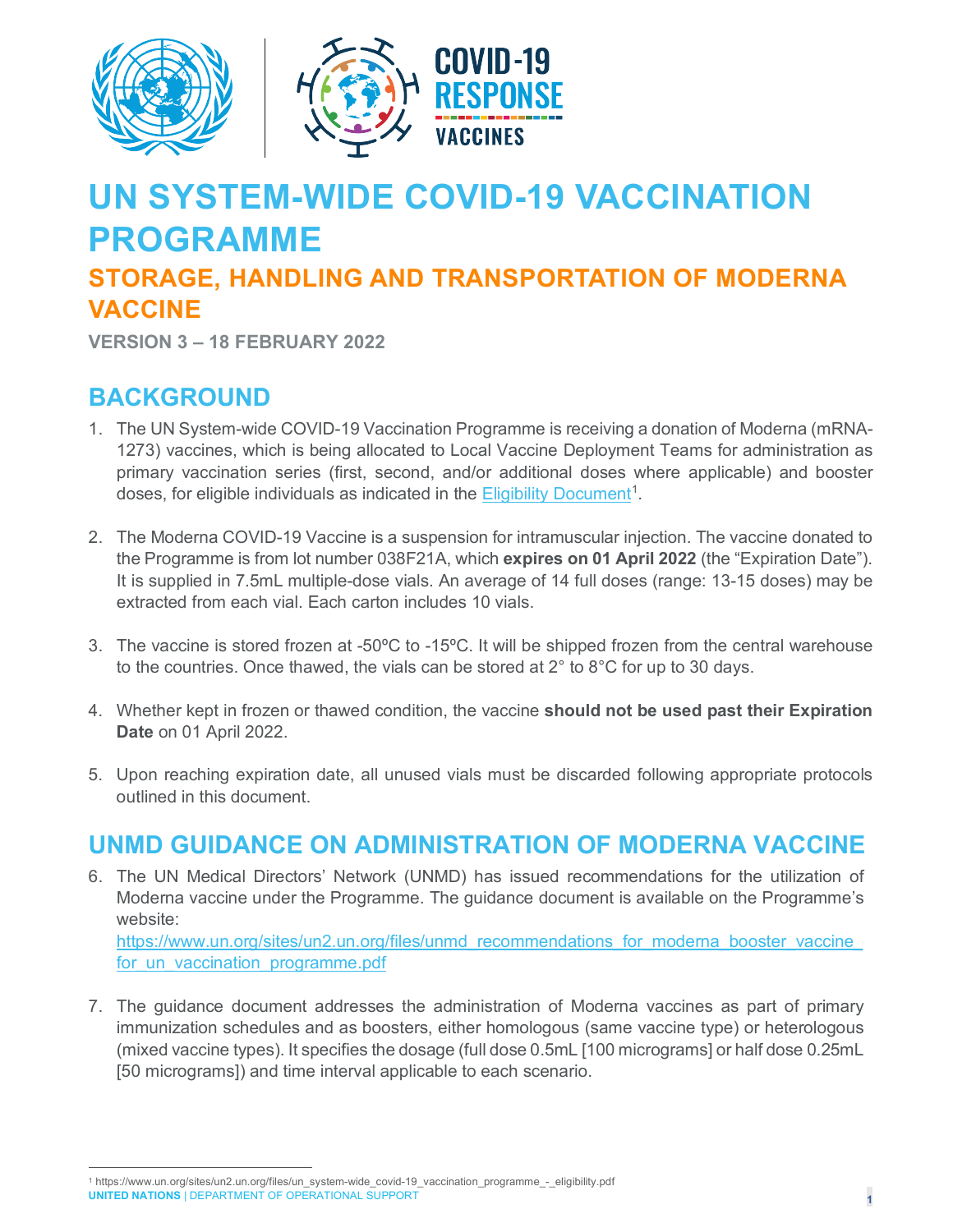# UN SYSTEM-WIDE COVID-19 VACCINATION PROGRAMME

## STORAGE, HANDLING AND TRANSPORTATION OF MODERNA VACCINE

**VERSION 3 – 18 FEBRUARY 2022**

## BACKGROUND

1. The UN System-wide COVID-19 Vaccination Programme is receiving a donation of Moderna (mRNA-1273) vaccines, which is being allocated to Local Vaccine Deployment Teams for administration as primary vaccination series (first, second, and/or additional doses where applicable) and booster doses, for eligible individuals as indicated in the Eligibility Document[1].

2. The Moderna COVID-19 Vaccine is a suspension for intramuscular injection. The vaccine donated to the Programme is from lot number 038F21A, which **expires on 01 April 2022** (the "Expiration Date"). It is supplied in 7.5mL multiple-dose vials. An average of 14 full doses (range: 13-15 doses) may be extracted from each vial. Each carton includes 10 vials.

3. The vaccine is stored frozen at -50ºC to -15ºC. It will be shipped frozen from the central warehouse to the countries. Once thawed, the vials can be stored at 2° to 8°C for up to 30 days.

4. Whether kept in frozen or thawed condition, the vaccine **should not be used past their Expiration Date** on 01 April 2022.

5. Upon reaching expiration date, all unused vials must be discarded following appropriate protocols outlined in this document.

## UNMD GUIDANCE ON ADMINISTRATION OF MODERNA VACCINE

6. The UN Medical Directors' Network (UNMD) has issued recommendations for the utilization of Moderna vaccine under the Programme. The guidance document is available on the Programme's website:
   https://www.un.org/sites/un2.un.org/files/unmd_recommendations_for_moderna_booster_vaccine_for_un_vaccination_programme.pdf

7. The guidance document addresses the administration of Moderna vaccines as part of primary immunization schedules and as boosters, either homologous (same vaccine type) or heterologous (mixed vaccine types). It specifies the dosage (full dose 0.5mL [100 micrograms] or half dose 0.25mL [50 micrograms]) and time interval applicable to each scenario.

---

[1] https://www.un.org/sites/un2.un.org/files/un_system-wide_covid-19_vaccination_programme_-_eligibility.pdf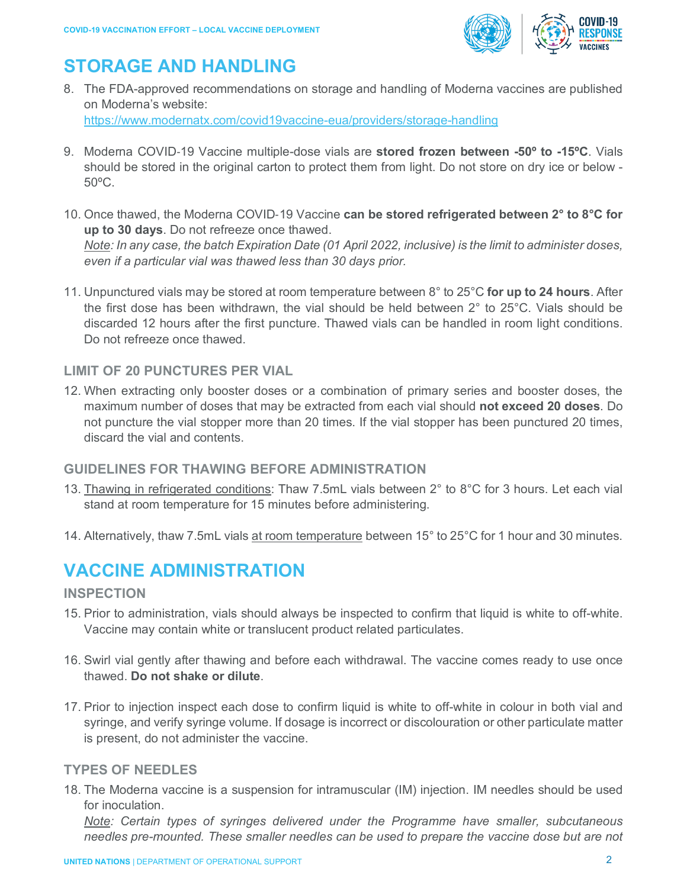## STORAGE AND HANDLING

8. The FDA-approved recommendations on storage and handling of Moderna vaccines are published on Moderna's website: https://www.modernatx.com/covid19vaccine-eua/providers/storage-handling

9. Moderna COVID-19 Vaccine multiple-dose vials are **stored frozen between -50º to -15ºC**. Vials should be stored in the original carton to protect them from light. Do not store on dry ice or below -50ºC.

10. Once thawed, the Moderna COVID-19 Vaccine **can be stored refrigerated between 2° to 8°C for up to 30 days**. Do not refreeze once thawed.
    *Note: In any case, the batch Expiration Date (01 April 2022, inclusive) is the limit to administer doses, even if a particular vial was thawed less than 30 days prior.*

11. Unpunctured vials may be stored at room temperature between 8° to 25°C **for up to 24 hours**. After the first dose has been withdrawn, the vial should be held between 2° to 25°C. Vials should be discarded 12 hours after the first puncture. Thawed vials can be handled in room light conditions. Do not refreeze once thawed.

### LIMIT OF 20 PUNCTURES PER VIAL

12. When extracting only booster doses or a combination of primary series and booster doses, the maximum number of doses that may be extracted from each vial should **not exceed 20 doses**. Do not puncture the vial stopper more than 20 times. If the vial stopper has been punctured 20 times, discard the vial and contents.

### GUIDELINES FOR THAWING BEFORE ADMINISTRATION

13. Thawing in refrigerated conditions: Thaw 7.5mL vials between 2° to 8°C for 3 hours. Let each vial stand at room temperature for 15 minutes before administering.

14. Alternatively, thaw 7.5mL vials at room temperature between 15° to 25°C for 1 hour and 30 minutes.

## VACCINE ADMINISTRATION

### INSPECTION

15. Prior to administration, vials should always be inspected to confirm that liquid is white to off-white. Vaccine may contain white or translucent product related particulates.

16. Swirl vial gently after thawing and before each withdrawal. The vaccine comes ready to use once thawed. **Do not shake or dilute**.

17. Prior to injection inspect each dose to confirm liquid is white to off-white in colour in both vial and syringe, and verify syringe volume. If dosage is incorrect or discolouration or other particulate matter is present, do not administer the vaccine.

### TYPES OF NEEDLES

18. The Moderna vaccine is a suspension for intramuscular (IM) injection. IM needles should be used for inoculation.
    *Note: Certain types of syringes delivered under the Programme have smaller, subcutaneous needles pre-mounted. These smaller needles can be used to prepare the vaccine dose but are not*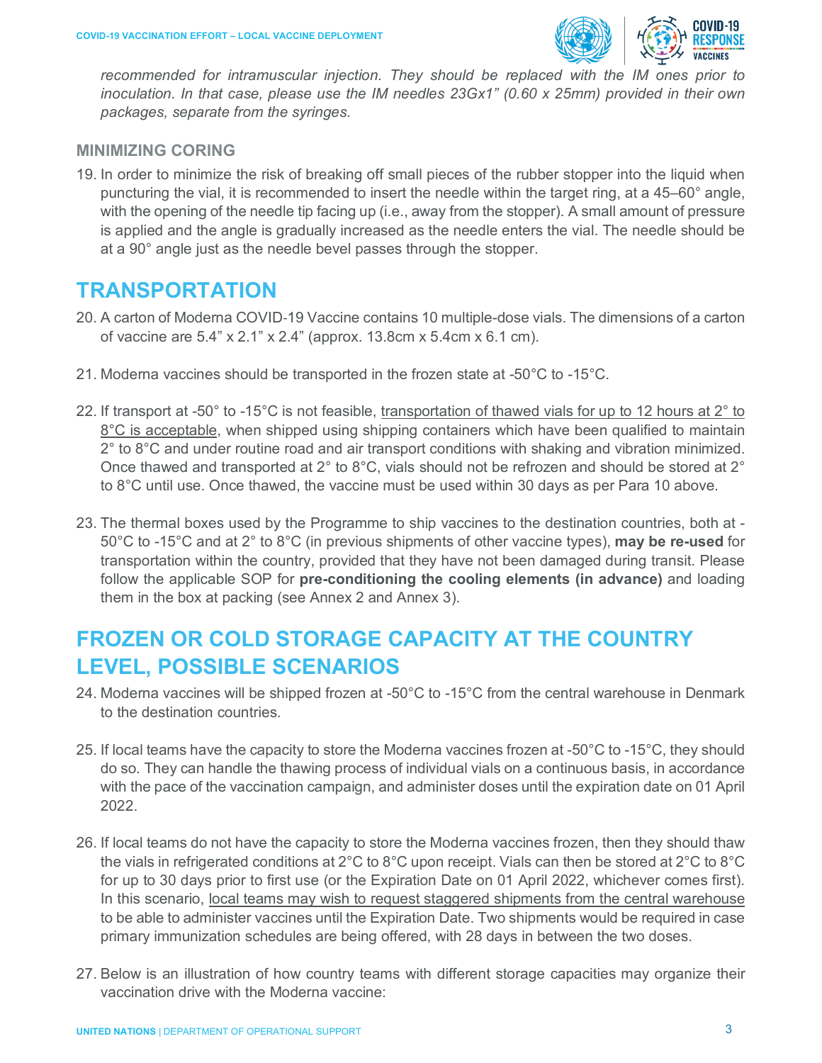*recommended for intramuscular injection. They should be replaced with the IM ones prior to inoculation. In that case, please use the IM needles 23Gx1" (0.60 x 25mm) provided in their own packages, separate from the syringes.*

### MINIMIZING CORING

19. In order to minimize the risk of breaking off small pieces of the rubber stopper into the liquid when puncturing the vial, it is recommended to insert the needle within the target ring, at a 45–60° angle, with the opening of the needle tip facing up (i.e., away from the stopper). A small amount of pressure is applied and the angle is gradually increased as the needle enters the vial. The needle should be at a 90° angle just as the needle bevel passes through the stopper.

## TRANSPORTATION

20. A carton of Moderna COVID-19 Vaccine contains 10 multiple-dose vials. The dimensions of a carton of vaccine are 5.4" x 2.1" x 2.4" (approx. 13.8cm x 5.4cm x 6.1 cm).

21. Moderna vaccines should be transported in the frozen state at -50°C to -15°C.

22. If transport at -50° to -15°C is not feasible, <u>transportation of thawed vials for up to 12 hours at 2° to 8°C is acceptable</u>, when shipped using shipping containers which have been qualified to maintain 2° to 8°C and under routine road and air transport conditions with shaking and vibration minimized. Once thawed and transported at 2° to 8°C, vials should not be refrozen and should be stored at 2° to 8°C until use. Once thawed, the vaccine must be used within 30 days as per Para 10 above.

23. The thermal boxes used by the Programme to ship vaccines to the destination countries, both at -50°C to -15°C and at 2° to 8°C (in previous shipments of other vaccine types), **may be re-used** for transportation within the country, provided that they have not been damaged during transit. Please follow the applicable SOP for **pre-conditioning the cooling elements (in advance)** and loading them in the box at packing (see Annex 2 and Annex 3).

## FROZEN OR COLD STORAGE CAPACITY AT THE COUNTRY LEVEL, POSSIBLE SCENARIOS

24. Moderna vaccines will be shipped frozen at -50°C to -15°C from the central warehouse in Denmark to the destination countries.

25. If local teams have the capacity to store the Moderna vaccines frozen at -50°C to -15°C, they should do so. They can handle the thawing process of individual vials on a continuous basis, in accordance with the pace of the vaccination campaign, and administer doses until the expiration date on 01 April 2022.

26. If local teams do not have the capacity to store the Moderna vaccines frozen, then they should thaw the vials in refrigerated conditions at 2°C to 8°C upon receipt. Vials can then be stored at 2°C to 8°C for up to 30 days prior to first use (or the Expiration Date on 01 April 2022, whichever comes first). In this scenario, <u>local teams may wish to request staggered shipments from the central warehouse</u> to be able to administer vaccines until the Expiration Date. Two shipments would be required in case primary immunization schedules are being offered, with 28 days in between the two doses.

27. Below is an illustration of how country teams with different storage capacities may organize their vaccination drive with the Moderna vaccine: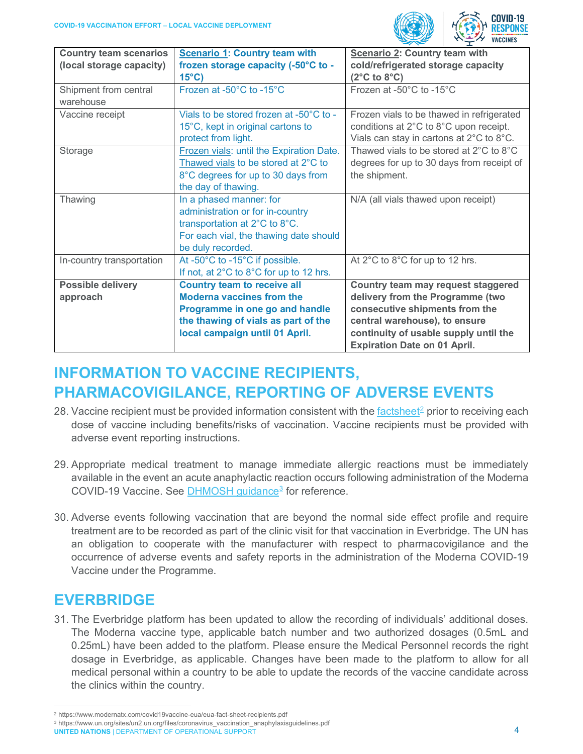| Country team scenarios (local storage capacity) | Scenario 1: Country team with frozen storage capacity (-50°C to -15°C) | Scenario 2: Country team with cold/refrigerated storage capacity (2°C to 8°C) |
|---|---|---|
| Shipment from central warehouse | Frozen at -50°C to -15°C | Frozen at -50°C to -15°C |
| Vaccine receipt | Vials to be stored frozen at -50°C to -15°C, kept in original cartons to protect from light. | Frozen vials to be thawed in refrigerated conditions at 2°C to 8°C upon receipt. Vials can stay in cartons at 2°C to 8°C. |
| Storage | Frozen vials: until the Expiration Date. Thawed vials to be stored at 2°C to 8°C degrees for up to 30 days from the day of thawing. | Thawed vials to be stored at 2°C to 8°C degrees for up to 30 days from receipt of the shipment. |
| Thawing | In a phased manner: for administration or for in-country transportation at 2°C to 8°C. For each vial, the thawing date should be duly recorded. | N/A (all vials thawed upon receipt) |
| In-country transportation | At -50°C to -15°C if possible. If not, at 2°C to 8°C for up to 12 hrs. | At 2°C to 8°C for up to 12 hrs. |
| **Possible delivery approach** | **Country team to receive all Moderna vaccines from the Programme in one go and handle the thawing of vials as part of the local campaign until 01 April.** | **Country team may request staggered delivery from the Programme (two consecutive shipments from the central warehouse), to ensure continuity of usable supply until the Expiration Date on 01 April.** |

## INFORMATION TO VACCINE RECIPIENTS, PHARMACOVIGILANCE, REPORTING OF ADVERSE EVENTS

28. Vaccine recipient must be provided information consistent with the factsheet[2] prior to receiving each dose of vaccine including benefits/risks of vaccination. Vaccine recipients must be provided with adverse event reporting instructions.

29. Appropriate medical treatment to manage immediate allergic reactions must be immediately available in the event an acute anaphylactic reaction occurs following administration of the Moderna COVID-19 Vaccine. See DHMOSH guidance[3] for reference.

30. Adverse events following vaccination that are beyond the normal side effect profile and require treatment are to be recorded as part of the clinic visit for that vaccination in Everbridge. The UN has an obligation to cooperate with the manufacturer with respect to pharmacovigilance and the occurrence of adverse events and safety reports in the administration of the Moderna COVID-19 Vaccine under the Programme.

## EVERBRIDGE

31. The Everbridge platform has been updated to allow the recording of individuals' additional doses. The Moderna vaccine type, applicable batch number and two authorized dosages (0.5mL and 0.25mL) have been added to the platform. Please ensure the Medical Personnel records the right dosage in Everbridge, as applicable. Changes have been made to the platform to allow for all medical personal within a country to be able to update the records of the vaccine candidate across the clinics within the country.

[2] https://www.modernatx.com/covid19vaccine-eua/eua-fact-sheet-recipients.pdf

[3] https://www.un.org/sites/un2.un.org/files/coronavirus_vaccination_anaphylaxisguidelines.pdf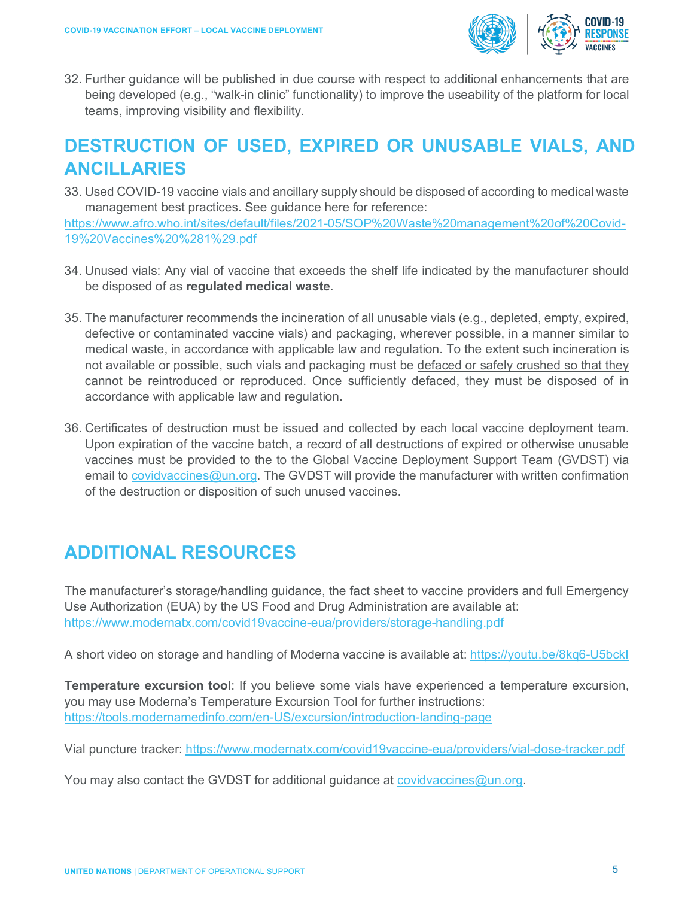32. Further guidance will be published in due course with respect to additional enhancements that are being developed (e.g., "walk-in clinic" functionality) to improve the useability of the platform for local teams, improving visibility and flexibility.

## DESTRUCTION OF USED, EXPIRED OR UNUSABLE VIALS, AND ANCILLARIES

33. Used COVID-19 vaccine vials and ancillary supply should be disposed of according to medical waste management best practices. See guidance here for reference:

https://www.afro.who.int/sites/default/files/2021-05/SOP%20Waste%20management%20of%20Covid-19%20Vaccines%20%281%29.pdf

34. Unused vials: Any vial of vaccine that exceeds the shelf life indicated by the manufacturer should be disposed of as **regulated medical waste**.

35. The manufacturer recommends the incineration of all unusable vials (e.g., depleted, empty, expired, defective or contaminated vaccine vials) and packaging, wherever possible, in a manner similar to medical waste, in accordance with applicable law and regulation. To the extent such incineration is not available or possible, such vials and packaging must be defaced or safely crushed so that they cannot be reintroduced or reproduced. Once sufficiently defaced, they must be disposed of in accordance with applicable law and regulation.

36. Certificates of destruction must be issued and collected by each local vaccine deployment team. Upon expiration of the vaccine batch, a record of all destructions of expired or otherwise unusable vaccines must be provided to the to the Global Vaccine Deployment Support Team (GVDST) via email to covidvaccines@un.org. The GVDST will provide the manufacturer with written confirmation of the destruction or disposition of such unused vaccines.

## ADDITIONAL RESOURCES

The manufacturer's storage/handling guidance, the fact sheet to vaccine providers and full Emergency Use Authorization (EUA) by the US Food and Drug Administration are available at: https://www.modernatx.com/covid19vaccine-eua/providers/storage-handling.pdf

A short video on storage and handling of Moderna vaccine is available at: https://youtu.be/8kq6-U5bckI

**Temperature excursion tool**: If you believe some vials have experienced a temperature excursion, you may use Moderna's Temperature Excursion Tool for further instructions: https://tools.modernamedinfo.com/en-US/excursion/introduction-landing-page

Vial puncture tracker: https://www.modernatx.com/covid19vaccine-eua/providers/vial-dose-tracker.pdf

You may also contact the GVDST for additional guidance at covidvaccines@un.org.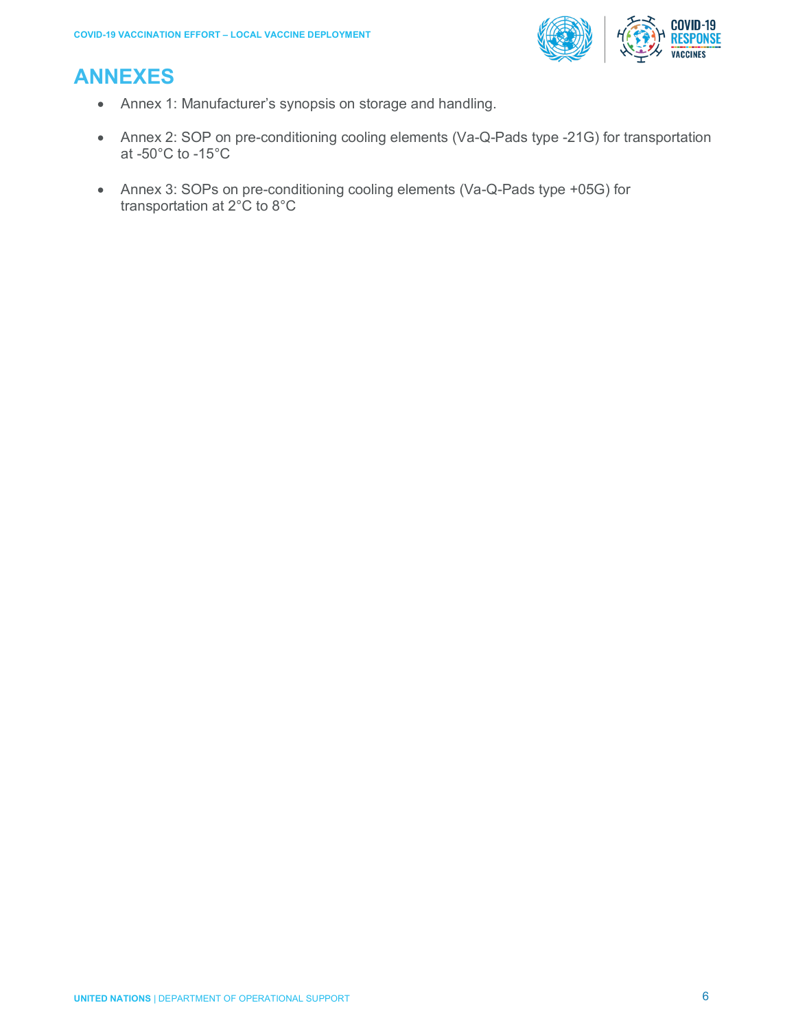# ANNEXES

- Annex 1: Manufacturer's synopsis on storage and handling.
- Annex 2: SOP on pre-conditioning cooling elements (Va-Q-Pads type -21G) for transportation at -50°C to -15°C
- Annex 3: SOPs on pre-conditioning cooling elements (Va-Q-Pads type +05G) for transportation at 2°C to 8°C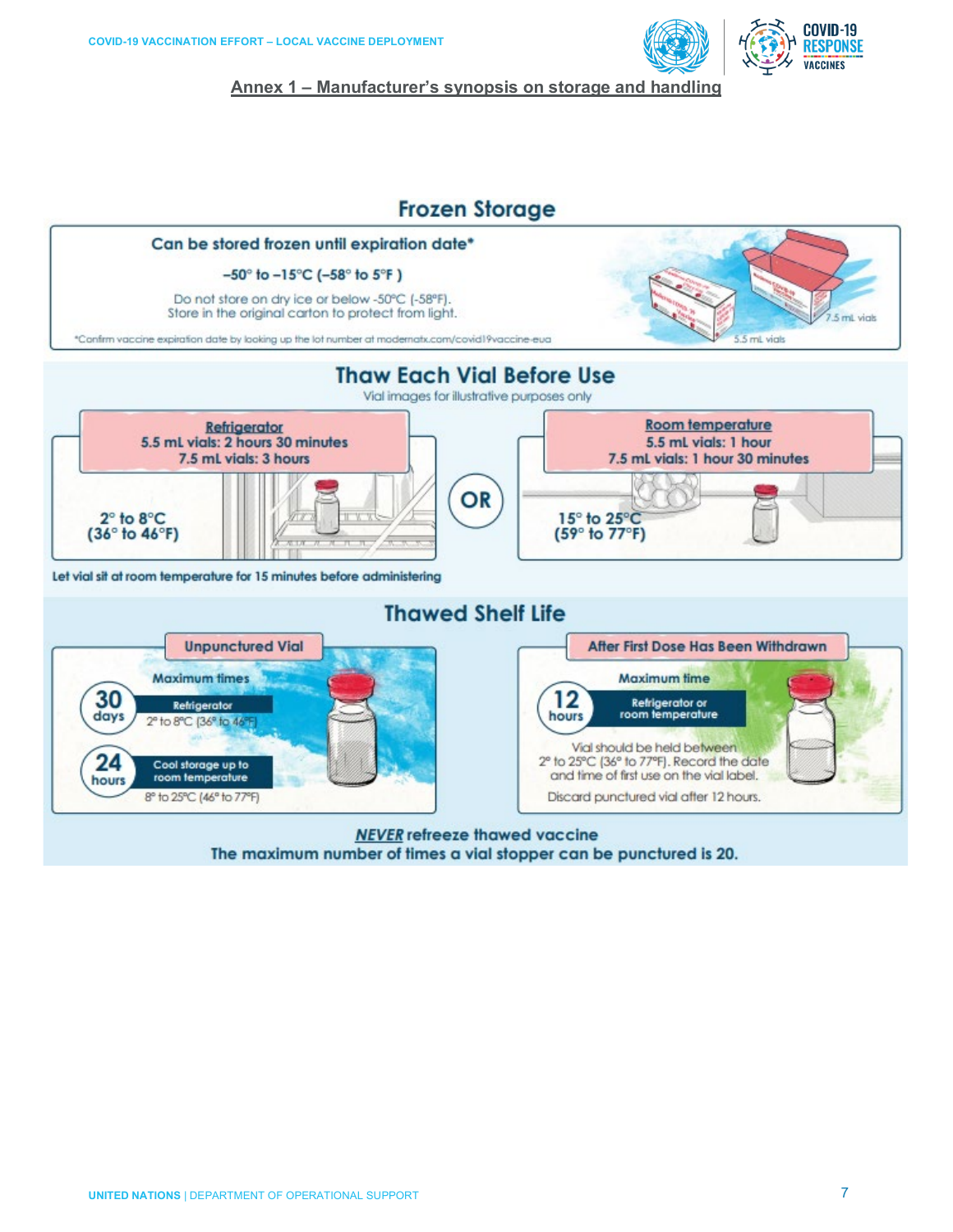## Annex 1 – Manufacturer's synopsis on storage and handling

### Frozen Storage

**Can be stored frozen until expiration date***

**–50° to –15°C (–58° to 5°F )**

Do not store on dry ice or below -50°C (-58°F).
Store in the original carton to protect from light.

*Confirm vaccine expiration date by looking up the lot number at modernatx.com/covid19vaccine-eua

7.5 mL vials

5.5 mL vials

### Thaw Each Vial Before Use

Vial images for illustrative purposes only

**Refrigerator**
**5.5 mL vials: 2 hours 30 minutes**
**7.5 mL vials: 3 hours**

**2° to 8°C (36° to 46°F)**

**OR**

**Room temperature**
**5.5 mL vials: 1 hour**
**7.5 mL vials: 1 hour 30 minutes**

**15° to 25°C (59° to 77°F)**

**Let vial sit at room temperature for 15 minutes before administering**

### Thawed Shelf Life

**Unpunctured Vial**

Maximum times

- **30 days** – Refrigerator, 2° to 8°C (36° to 46°F)
- **24 hours** – Cool storage up to room temperature, 8° to 25°C (46° to 77°F)

**After First Dose Has Been Withdrawn**

Maximum time

- **12 hours** – Refrigerator or room temperature

Vial should be held between 2° to 25°C (36° to 77°F). Record the date and time of first use on the vial label.

Discard punctured vial after 12 hours.

***NEVER*** **refreeze thawed vaccine**

**The maximum number of times a vial stopper can be punctured is 20.**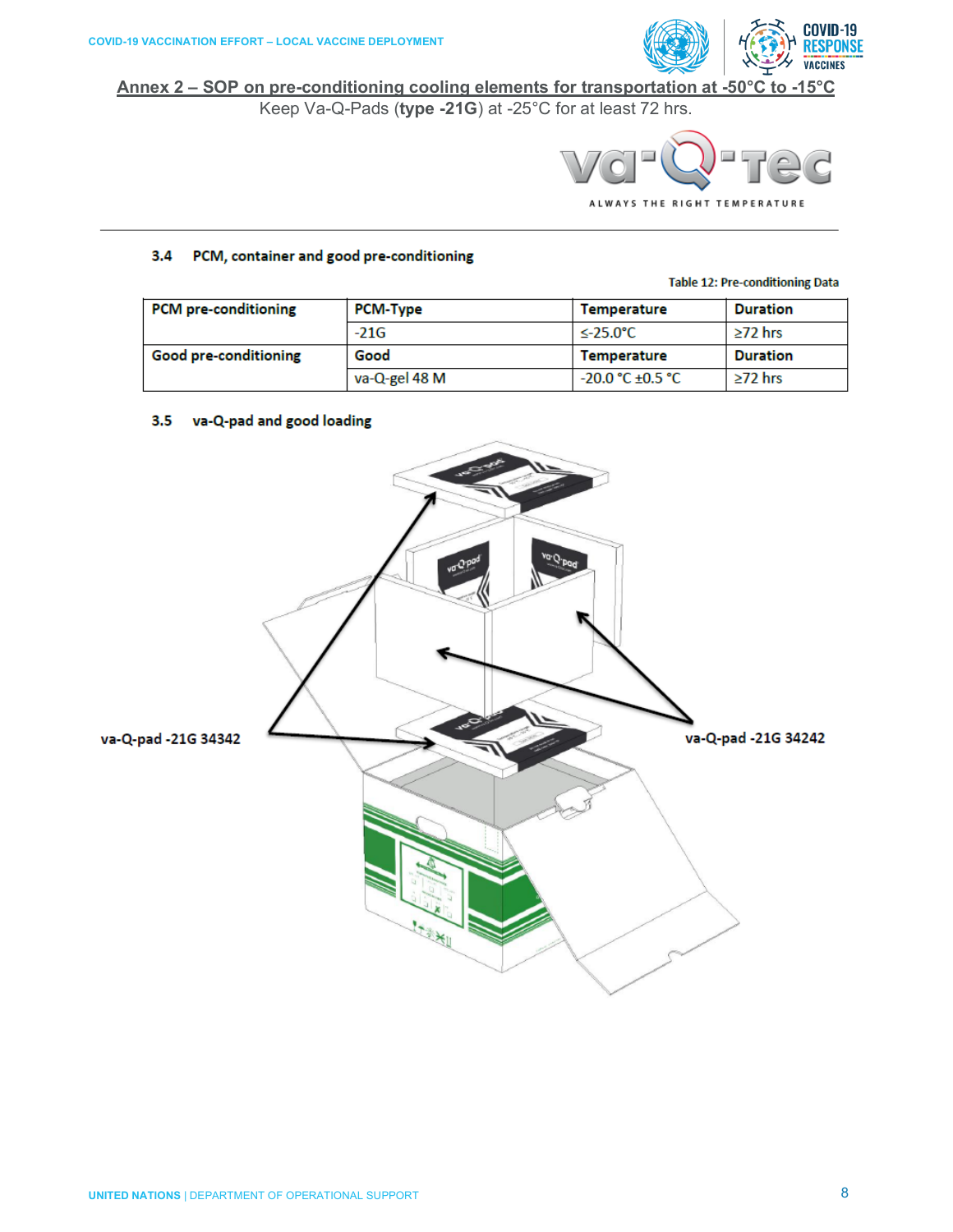## Annex 2 – SOP on pre-conditioning cooling elements for transportation at -50°C to -15°C

Keep Va-Q-Pads (**type -21G**) at -25°C for at least 72 hrs.

va-Q-tec

ALWAYS THE RIGHT TEMPERATURE

### 3.4 PCM, container and good pre-conditioning

Table 12: Pre-conditioning Data

| PCM pre-conditioning | PCM-Type | Temperature | Duration |
|---|---|---|---|
| | -21G | ≤-25.0°C | ≥72 hrs |
| **Good pre-conditioning** | **Good** | **Temperature** | **Duration** |
| | va-Q-gel 48 M | -20.0 °C ±0.5 °C | ≥72 hrs |

### 3.5 va-Q-pad and good loading

va-Q-pad -21G 34342

va-Q-pad -21G 34242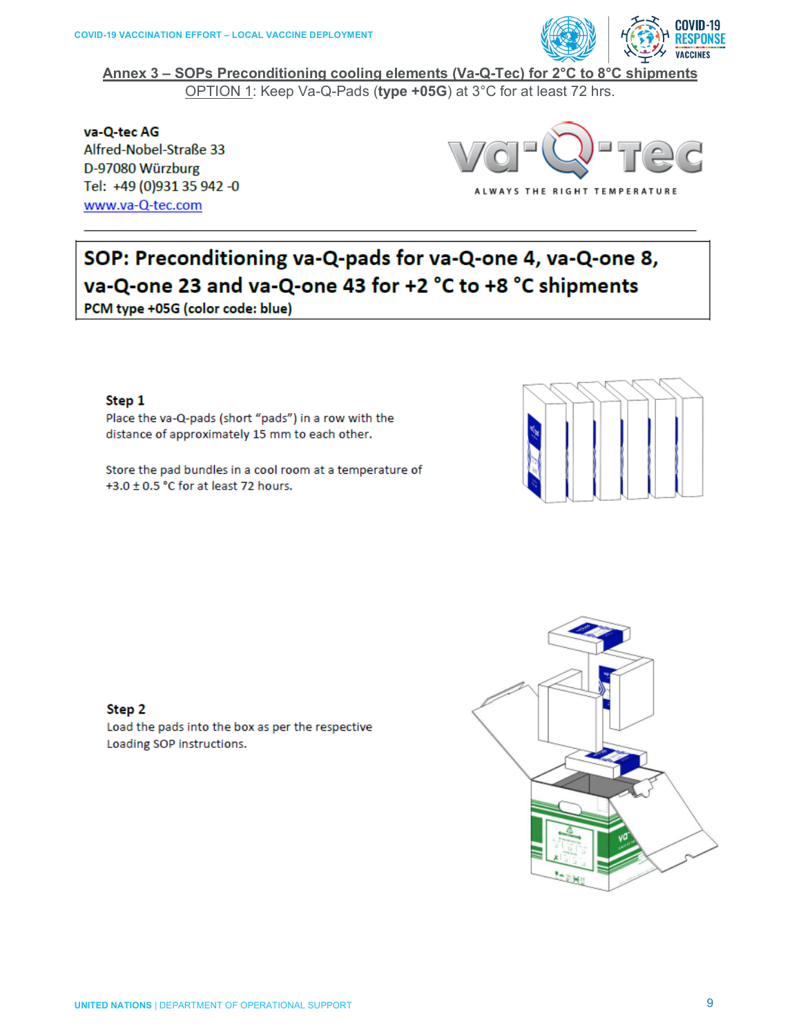## Annex 3 – SOPs Preconditioning cooling elements (Va-Q-Tec) for 2°C to 8°C shipments

OPTION 1: Keep Va-Q-Pads (**type +05G**) at 3°C for at least 72 hrs.

va-Q-tec AG
Alfred-Nobel-Straße 33
D-97080 Würzburg
Tel: +49 (0)931 35 942 -0
www.va-Q-tec.com

ALWAYS THE RIGHT TEMPERATURE

### SOP: Preconditioning va-Q-pads for va-Q-one 4, va-Q-one 8, va-Q-one 23 and va-Q-one 43 for +2 °C to +8 °C shipments

**PCM type +05G (color code: blue)**

**Step 1**

Place the va-Q-pads (short "pads") in a row with the distance of approximately 15 mm to each other.

Store the pad bundles in a cool room at a temperature of +3.0 ± 0.5 °C for at least 72 hours.

**Step 2**

Load the pads into the box as per the respective Loading SOP instructions.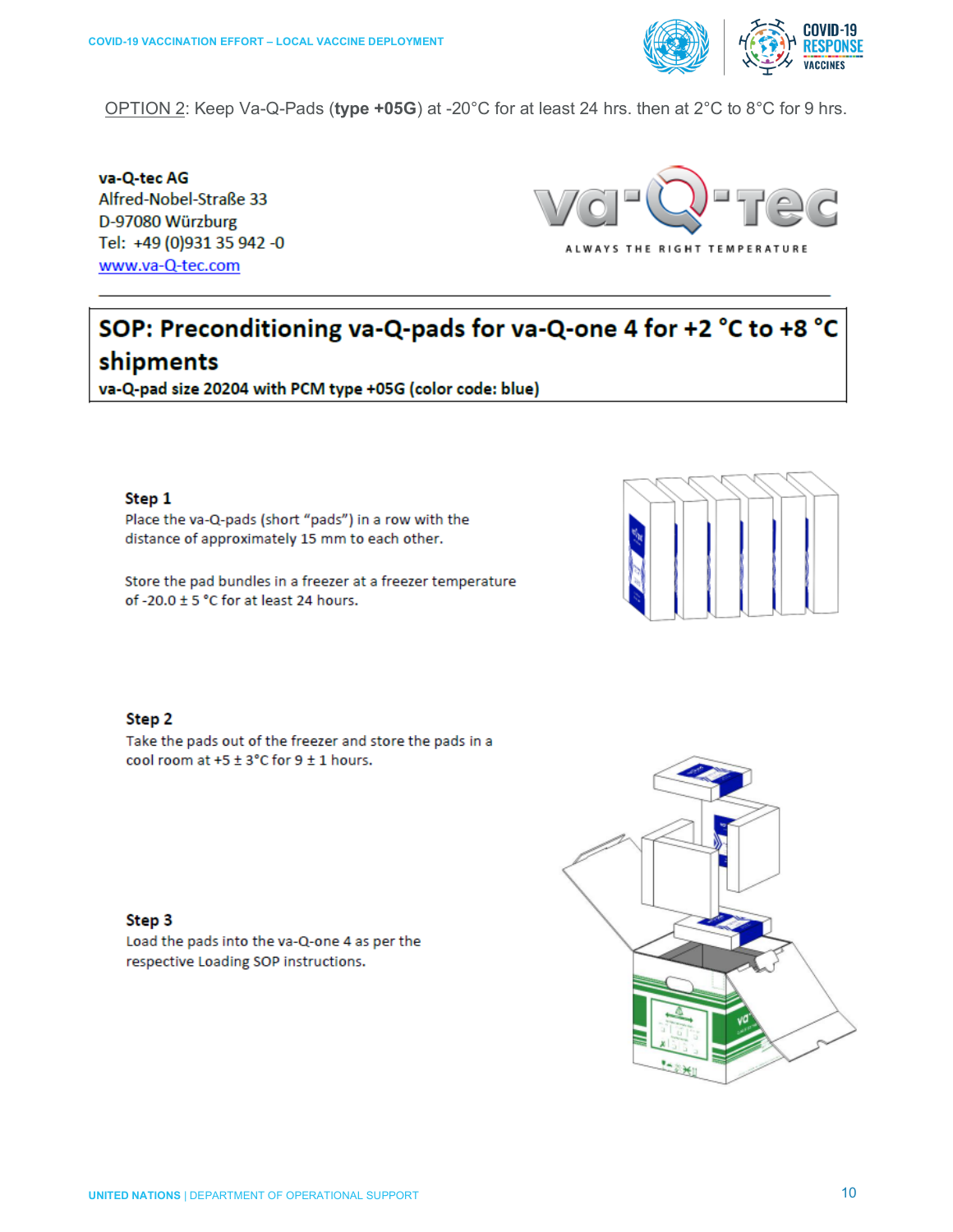<u>OPTION 2</u>: Keep Va-Q-Pads (**type +05G**) at -20°C for at least 24 hrs. then at 2°C to 8°C for 9 hrs.

**va-Q-tec AG**
Alfred-Nobel-Straße 33
D-97080 Würzburg
Tel: +49 (0)931 35 942 -0
www.va-Q-tec.com

ALWAYS THE RIGHT TEMPERATURE

---

## SOP: Preconditioning va-Q-pads for va-Q-one 4 for +2 °C to +8 °C shipments

**va-Q-pad size 20204 with PCM type +05G (color code: blue)**

**Step 1**

Place the va-Q-pads (short "pads") in a row with the distance of approximately 15 mm to each other.

Store the pad bundles in a freezer at a freezer temperature of -20.0 ± 5 °C for at least 24 hours.

**Step 2**

Take the pads out of the freezer and store the pads in a cool room at +5 ± 3°C for 9 ± 1 hours.

**Step 3**

Load the pads into the va-Q-one 4 as per the respective Loading SOP instructions.